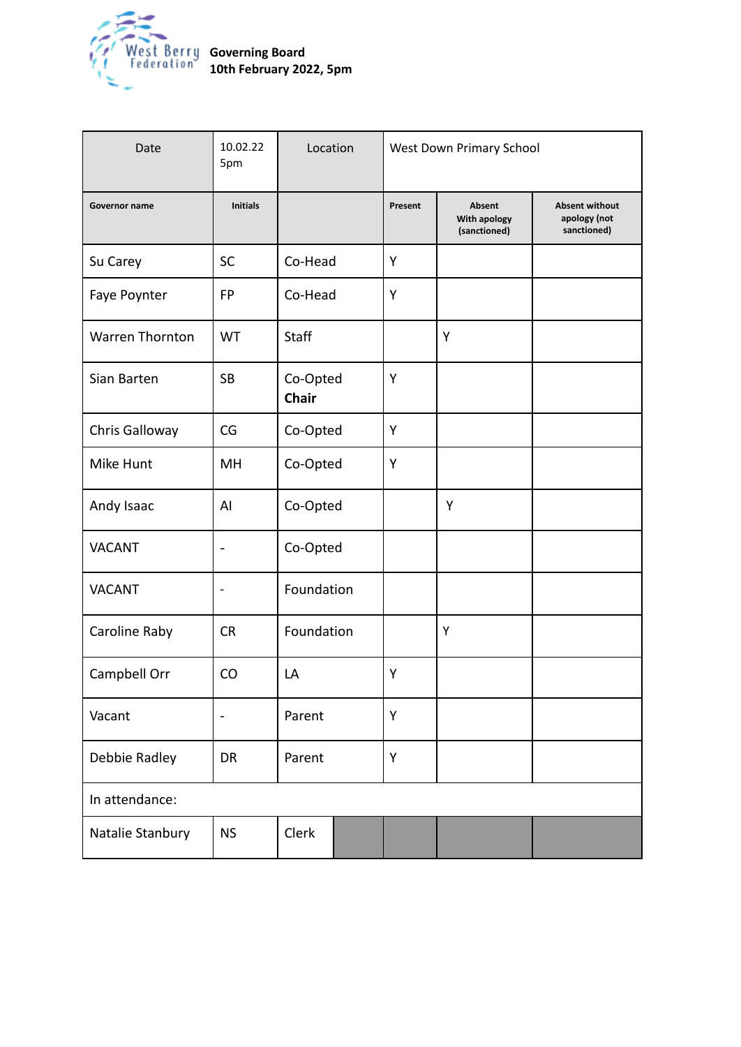West Berry Federation

**Governing Board**
**10th February 2022, 5pm**

| Date | 10.02.22 5pm | Location | West Down Primary School | | |
|---|---|---|---|---|---|
| **Governor name** | **Initials** | | **Present** | **Absent With apology (sanctioned)** | **Absent without apology (not sanctioned)** |
| Su Carey | SC | Co-Head | Y | | |
| Faye Poynter | FP | Co-Head | Y | | |
| Warren Thornton | WT | Staff | | Y | |
| Sian Barten | SB | Co-Opted **Chair** | Y | | |
| Chris Galloway | CG | Co-Opted | Y | | |
| Mike Hunt | MH | Co-Opted | Y | | |
| Andy Isaac | AI | Co-Opted | | Y | |
| VACANT | - | Co-Opted | | | |
| VACANT | - | Foundation | | | |
| Caroline Raby | CR | Foundation | | Y | |
| Campbell Orr | CO | LA | Y | | |
| Vacant | - | Parent | Y | | |
| Debbie Radley | DR | Parent | Y | | |
| In attendance: | | | | | |
| Natalie Stanbury | NS | Clerk | | | |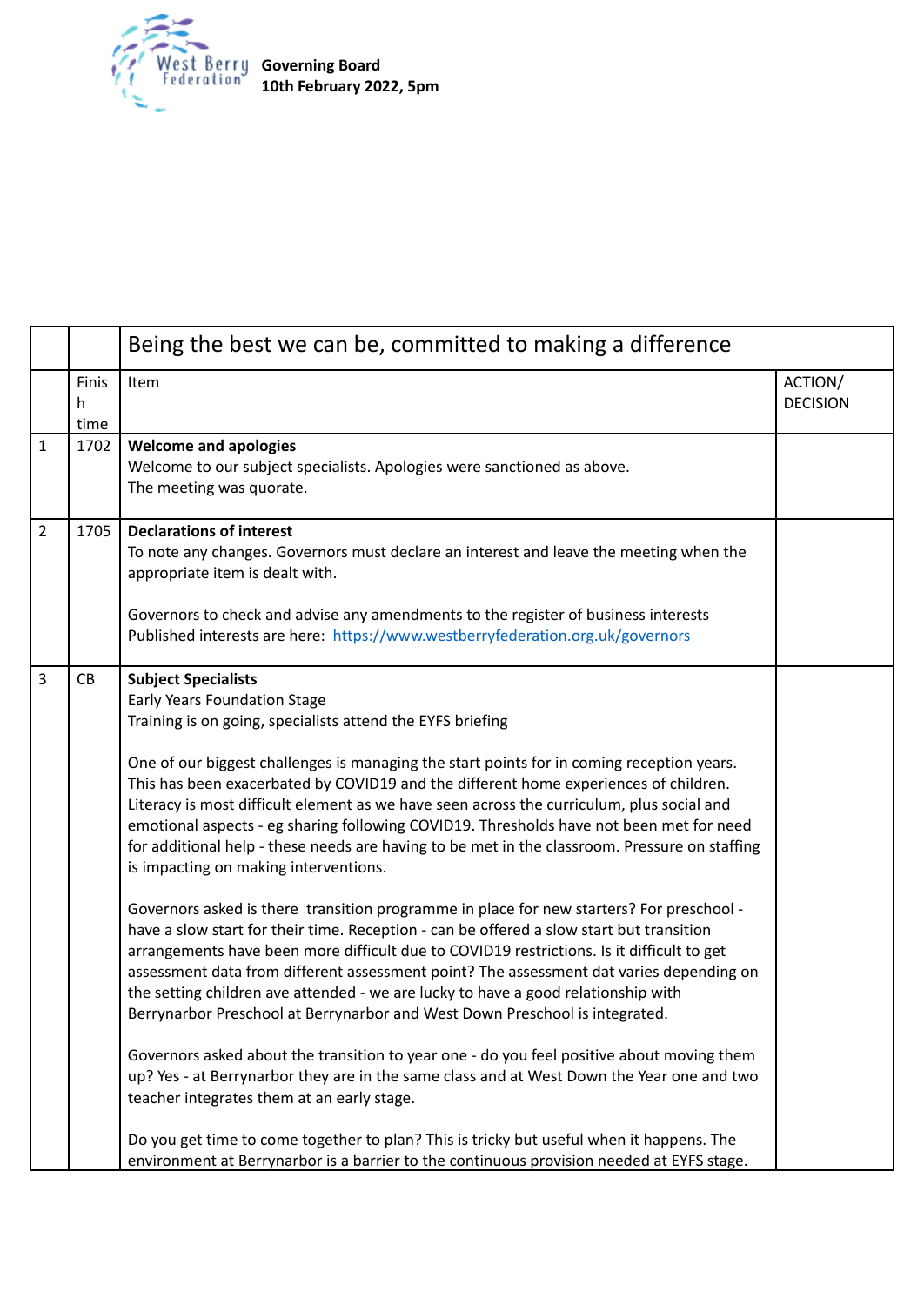West Berry Federation **Governing Board**
**10th February 2022, 5pm**

| | | Being the best we can be, committed to making a difference | |
|---|---|---|---|
| | Finish time | Item | ACTION/ DECISION |
| 1 | 1702 | **Welcome and apologies**<br>Welcome to our subject specialists. Apologies were sanctioned as above.<br>The meeting was quorate. | |
| 2 | 1705 | **Declarations of interest**<br>To note any changes. Governors must declare an interest and leave the meeting when the appropriate item is dealt with.<br><br>Governors to check and advise any amendments to the register of business interests<br>Published interests are here: https://www.westberryfederation.org.uk/governors | |
| 3 | CB | **Subject Specialists**<br>Early Years Foundation Stage<br>Training is on going, specialists attend the EYFS briefing<br><br>One of our biggest challenges is managing the start points for in coming reception years. This has been exacerbated by COVID19 and the different home experiences of children. Literacy is most difficult element as we have seen across the curriculum, plus social and emotional aspects - eg sharing following COVID19. Thresholds have not been met for need for additional help - these needs are having to be met in the classroom. Pressure on staffing is impacting on making interventions.<br><br>Governors asked is there transition programme in place for new starters? For preschool - have a slow start for their time. Reception - can be offered a slow start but transition arrangements have been more difficult due to COVID19 restrictions. Is it difficult to get assessment data from different assessment point? The assessment dat varies depending on the setting children ave attended - we are lucky to have a good relationship with Berrynarbor Preschool at Berrynarbor and West Down Preschool is integrated.<br><br>Governors asked about the transition to year one - do you feel positive about moving them up? Yes - at Berrynarbor they are in the same class and at West Down the Year one and two teacher integrates them at an early stage.<br><br>Do you get time to come together to plan? This is tricky but useful when it happens. The environment at Berrynarbor is a barrier to the continuous provision needed at EYFS stage. | |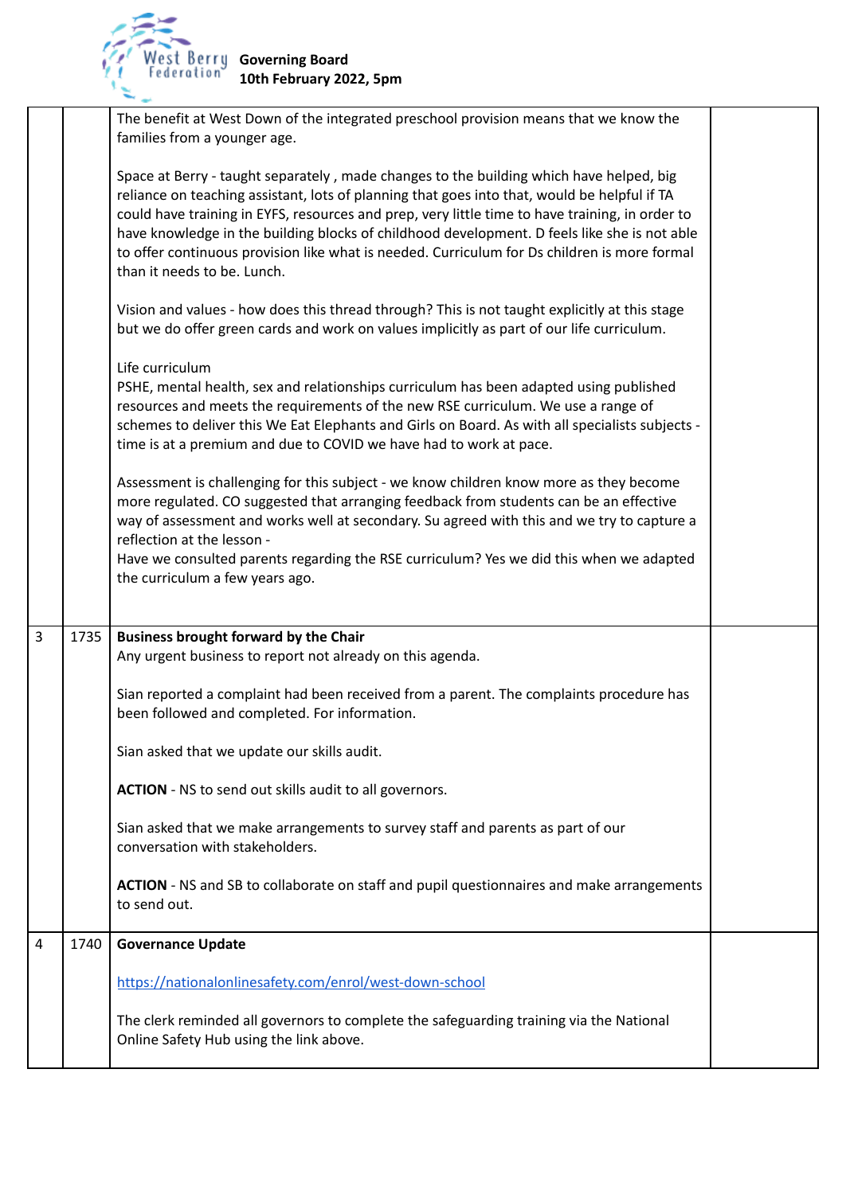| | | | |
|---|---|---|---|
| | | The benefit at West Down of the integrated preschool provision means that we know the families from a younger age.<br><br>Space at Berry - taught separately , made changes to the building which have helped, big reliance on teaching assistant, lots of planning that goes into that, would be helpful if TA could have training in EYFS, resources and prep, very little time to have training, in order to have knowledge in the building blocks of childhood development. D feels like she is not able to offer continuous provision like what is needed. Curriculum for Ds children is more formal than it needs to be. Lunch.<br><br>Vision and values - how does this thread through? This is not taught explicitly at this stage but we do offer green cards and work on values implicitly as part of our life curriculum.<br><br>Life curriculum<br>PSHE, mental health, sex and relationships curriculum has been adapted using published resources and meets the requirements of the new RSE curriculum. We use a range of schemes to deliver this We Eat Elephants and Girls on Board. As with all specialists subjects - time is at a premium and due to COVID we have had to work at pace.<br><br>Assessment is challenging for this subject - we know children know more as they become more regulated. CO suggested that arranging feedback from students can be an effective way of assessment and works well at secondary. Su agreed with this and we try to capture a reflection at the lesson -<br>Have we consulted parents regarding the RSE curriculum? Yes we did this when we adapted the curriculum a few years ago. | |
| 3 | 1735 | **Business brought forward by the Chair**<br>Any urgent business to report not already on this agenda.<br><br>Sian reported a complaint had been received from a parent. The complaints procedure has been followed and completed. For information.<br><br>Sian asked that we update our skills audit.<br><br>**ACTION** - NS to send out skills audit to all governors.<br><br>Sian asked that we make arrangements to survey staff and parents as part of our conversation with stakeholders.<br><br>**ACTION** - NS and SB to collaborate on staff and pupil questionnaires and make arrangements to send out. | |
| 4 | 1740 | **Governance Update**<br><br>https://nationalonlinesafety.com/enrol/west-down-school<br><br>The clerk reminded all governors to complete the safeguarding training via the National Online Safety Hub using the link above. | |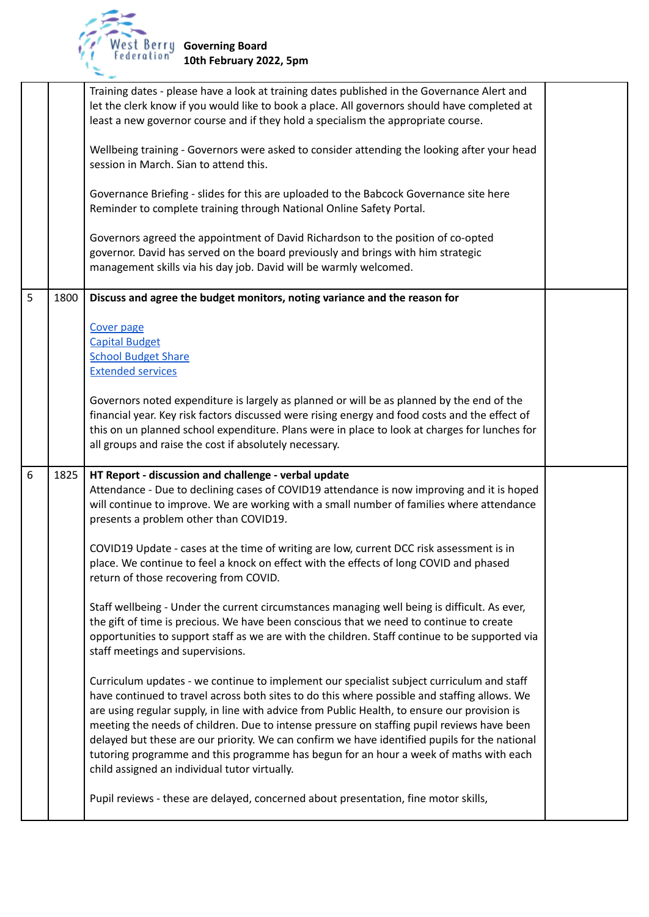| | | | |
|---|---|---|---|
| | | Training dates - please have a look at training dates published in the Governance Alert and let the clerk know if you would like to book a place. All governors should have completed at least a new governor course and if they hold a specialism the appropriate course.<br><br>Wellbeing training - Governors were asked to consider attending the looking after your head session in March. Sian to attend this.<br><br>Governance Briefing - slides for this are uploaded to the Babcock Governance site here Reminder to complete training through National Online Safety Portal.<br><br>Governors agreed the appointment of David Richardson to the position of co-opted governor. David has served on the board previously and brings with him strategic management skills via his day job. David will be warmly welcomed. | |
| 5 | 1800 | **Discuss and agree the budget monitors, noting variance and the reason for**<br><br>Cover page<br>Capital Budget<br>School Budget Share<br>Extended services<br><br>Governors noted expenditure is largely as planned or will be as planned by the end of the financial year. Key risk factors discussed were rising energy and food costs and the effect of this on un planned school expenditure. Plans were in place to look at charges for lunches for all groups and raise the cost if absolutely necessary. | |
| 6 | 1825 | **HT Report - discussion and challenge - verbal update**<br>Attendance - Due to declining cases of COVID19 attendance is now improving and it is hoped will continue to improve. We are working with a small number of families where attendance presents a problem other than COVID19.<br><br>COVID19 Update - cases at the time of writing are low, current DCC risk assessment is in place. We continue to feel a knock on effect with the effects of long COVID and phased return of those recovering from COVID.<br><br>Staff wellbeing - Under the current circumstances managing well being is difficult. As ever, the gift of time is precious. We have been conscious that we need to continue to create opportunities to support staff as we are with the children. Staff continue to be supported via staff meetings and supervisions.<br><br>Curriculum updates - we continue to implement our specialist subject curriculum and staff have continued to travel across both sites to do this where possible and staffing allows. We are using regular supply, in line with advice from Public Health, to ensure our provision is meeting the needs of children. Due to intense pressure on staffing pupil reviews have been delayed but these are our priority. We can confirm we have identified pupils for the national tutoring programme and this programme has begun for an hour a week of maths with each child assigned an individual tutor virtually.<br><br>Pupil reviews - these are delayed, concerned about presentation, fine motor skills, | |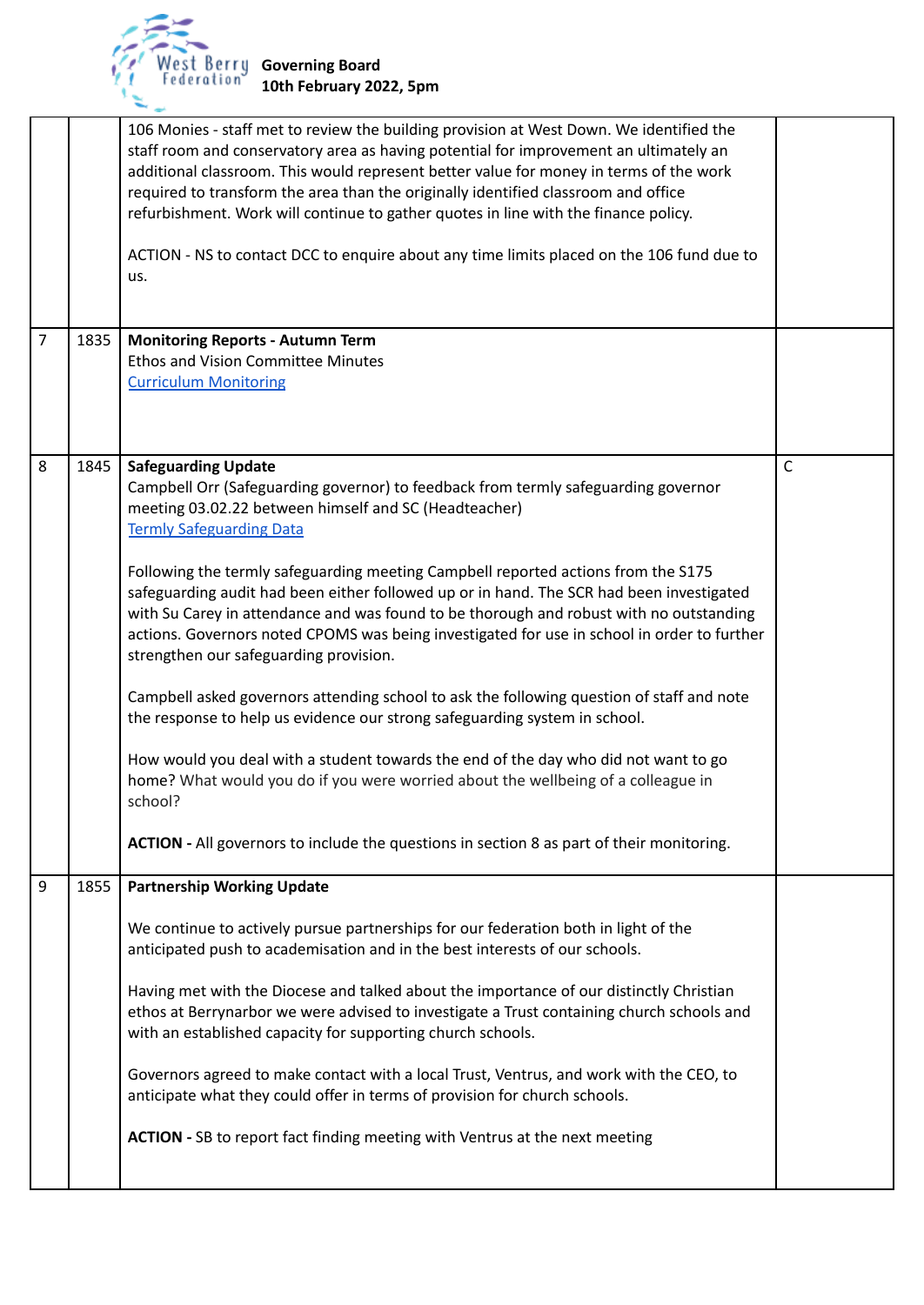| | | | |
|---|---|---|---|
| | | 106 Monies - staff met to review the building provision at West Down. We identified the staff room and conservatory area as having potential for improvement an ultimately an additional classroom. This would represent better value for money in terms of the work required to transform the area than the originally identified classroom and office refurbishment. Work will continue to gather quotes in line with the finance policy.<br><br>ACTION - NS to contact DCC to enquire about any time limits placed on the 106 fund due to us. | |
| 7 | 1835 | **Monitoring Reports - Autumn Term**<br>Ethos and Vision Committee Minutes<br>[Curriculum Monitoring] | |
| 8 | 1845 | **Safeguarding Update**<br>Campbell Orr (Safeguarding governor) to feedback from termly safeguarding governor meeting 03.02.22 between himself and SC (Headteacher)<br>[Termly Safeguarding Data]<br><br>Following the termly safeguarding meeting Campbell reported actions from the S175 safeguarding audit had been either followed up or in hand. The SCR had been investigated with Su Carey in attendance and was found to be thorough and robust with no outstanding actions. Governors noted CPOMS was being investigated for use in school in order to further strengthen our safeguarding provision.<br><br>Campbell asked governors attending school to ask the following question of staff and note the response to help us evidence our strong safeguarding system in school.<br><br>How would you deal with a student towards the end of the day who did not want to go home? What would you do if you were worried about the wellbeing of a colleague in school?<br><br>**ACTION -** All governors to include the questions in section 8 as part of their monitoring. | C |
| 9 | 1855 | **Partnership Working Update**<br><br>We continue to actively pursue partnerships for our federation both in light of the anticipated push to academisation and in the best interests of our schools.<br><br>Having met with the Diocese and talked about the importance of our distinctly Christian ethos at Berrynarbor we were advised to investigate a Trust containing church schools and with an established capacity for supporting church schools.<br><br>Governors agreed to make contact with a local Trust, Ventrus, and work with the CEO, to anticipate what they could offer in terms of provision for church schools.<br><br>**ACTION -** SB to report fact finding meeting with Ventrus at the next meeting | |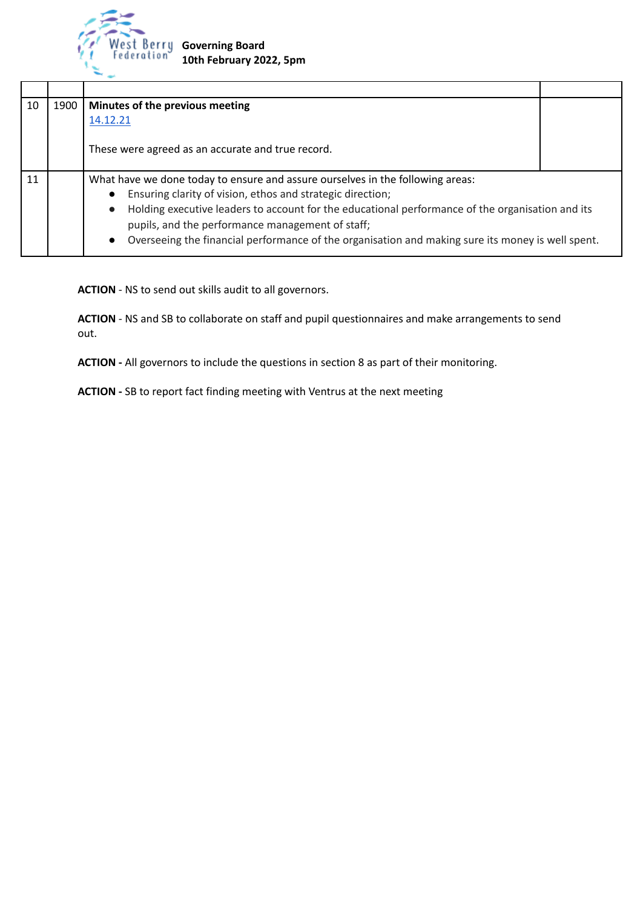| | | | |
|---|---|---|---|
| 10 | 1900 | **Minutes of the previous meeting**<br>14.12.21<br><br>These were agreed as an accurate and true record. | |
| 11 | | What have we done today to ensure and assure ourselves in the following areas:<br>● Ensuring clarity of vision, ethos and strategic direction;<br>● Holding executive leaders to account for the educational performance of the organisation and its pupils, and the performance management of staff;<br>● Overseeing the financial performance of the organisation and making sure its money is well spent. | |

**ACTION** - NS to send out skills audit to all governors.

**ACTION** - NS and SB to collaborate on staff and pupil questionnaires and make arrangements to send out.

**ACTION -** All governors to include the questions in section 8 as part of their monitoring.

**ACTION -** SB to report fact finding meeting with Ventrus at the next meeting